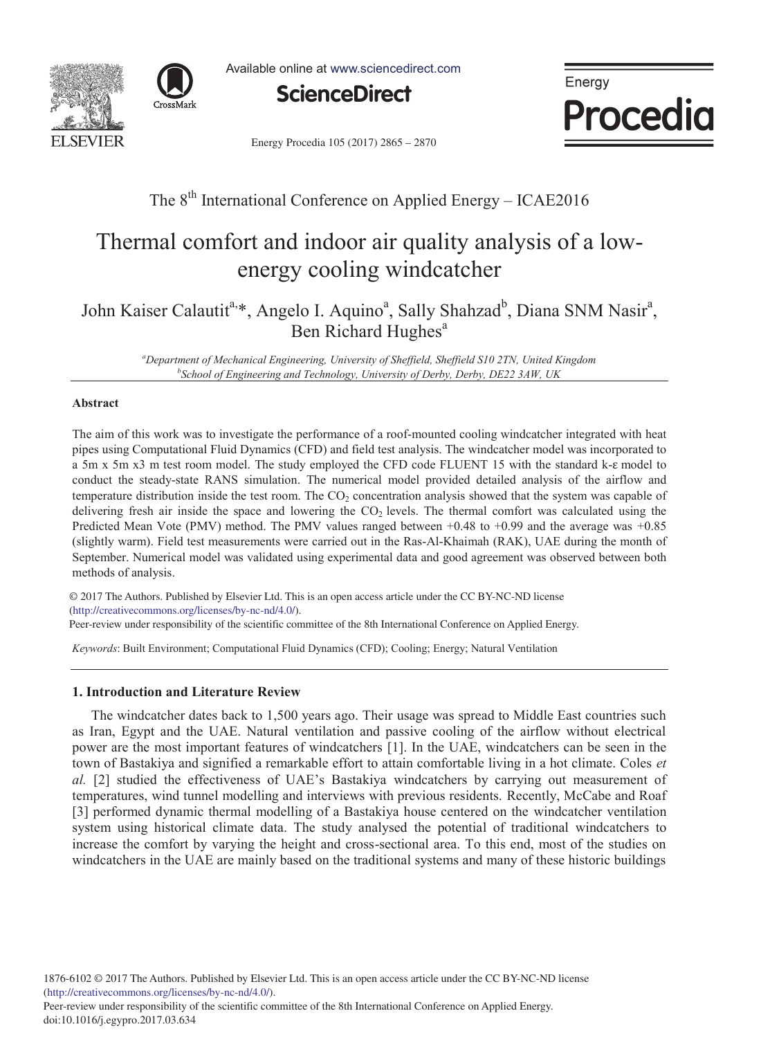The 8th International Conference on Applied Energy – ICAE2016

# Thermal comfort and indoor air quality analysis of a low-energy cooling windcatcher

John Kaiser Calautit[a,*], Angelo I. Aquino[a], Sally Shahzad[b], Diana SNM Nasir[a], Ben Richard Hughes[a]

[a]*Department of Mechanical Engineering, University of Sheffield, Sheffield S10 2TN, United Kingdom*
[b]*School of Engineering and Technology, University of Derby, Derby, DE22 3AW, UK*

## Abstract

The aim of this work was to investigate the performance of a roof-mounted cooling windcatcher integrated with heat pipes using Computational Fluid Dynamics (CFD) and field test analysis. The windcatcher model was incorporated to a 5m x 5m x3 m test room model. The study employed the CFD code FLUENT 15 with the standard k-ε model to conduct the steady-state RANS simulation. The numerical model provided detailed analysis of the airflow and temperature distribution inside the test room. The $CO_2$ concentration analysis showed that the system was capable of delivering fresh air inside the space and lowering the $CO_2$ levels. The thermal comfort was calculated using the Predicted Mean Vote (PMV) method. The PMV values ranged between +0.48 to +0.99 and the average was +0.85 (slightly warm). Field test measurements were carried out in the Ras-Al-Khaimah (RAK), UAE during the month of September. Numerical model was validated using experimental data and good agreement was observed between both methods of analysis.

© 2017 The Authors. Published by Elsevier Ltd. This is an open access article under the CC BY-NC-ND license (http://creativecommons.org/licenses/by-nc-nd/4.0/).
Peer-review under responsibility of the scientific committee of the 8th International Conference on Applied Energy.

*Keywords*: Built Environment; Computational Fluid Dynamics (CFD); Cooling; Energy; Natural Ventilation

## 1. Introduction and Literature Review

The windcatcher dates back to 1,500 years ago. Their usage was spread to Middle East countries such as Iran, Egypt and the UAE. Natural ventilation and passive cooling of the airflow without electrical power are the most important features of windcatchers [1]. In the UAE, windcatchers can be seen in the town of Bastakiya and signified a remarkable effort to attain comfortable living in a hot climate. Coles *et al.* [2] studied the effectiveness of UAE's Bastakiya windcatchers by carrying out measurement of temperatures, wind tunnel modelling and interviews with previous residents. Recently, McCabe and Roaf [3] performed dynamic thermal modelling of a Bastakiya house centered on the windcatcher ventilation system using historical climate data. The study analysed the potential of traditional windcatchers to increase the comfort by varying the height and cross-sectional area. To this end, most of the studies on windcatchers in the UAE are mainly based on the traditional systems and many of these historic buildings

1876-6102 © 2017 The Authors. Published by Elsevier Ltd. This is an open access article under the CC BY-NC-ND license (http://creativecommons.org/licenses/by-nc-nd/4.0/).
Peer-review under responsibility of the scientific committee of the 8th International Conference on Applied Energy.
doi:10.1016/j.egypro.2017.03.634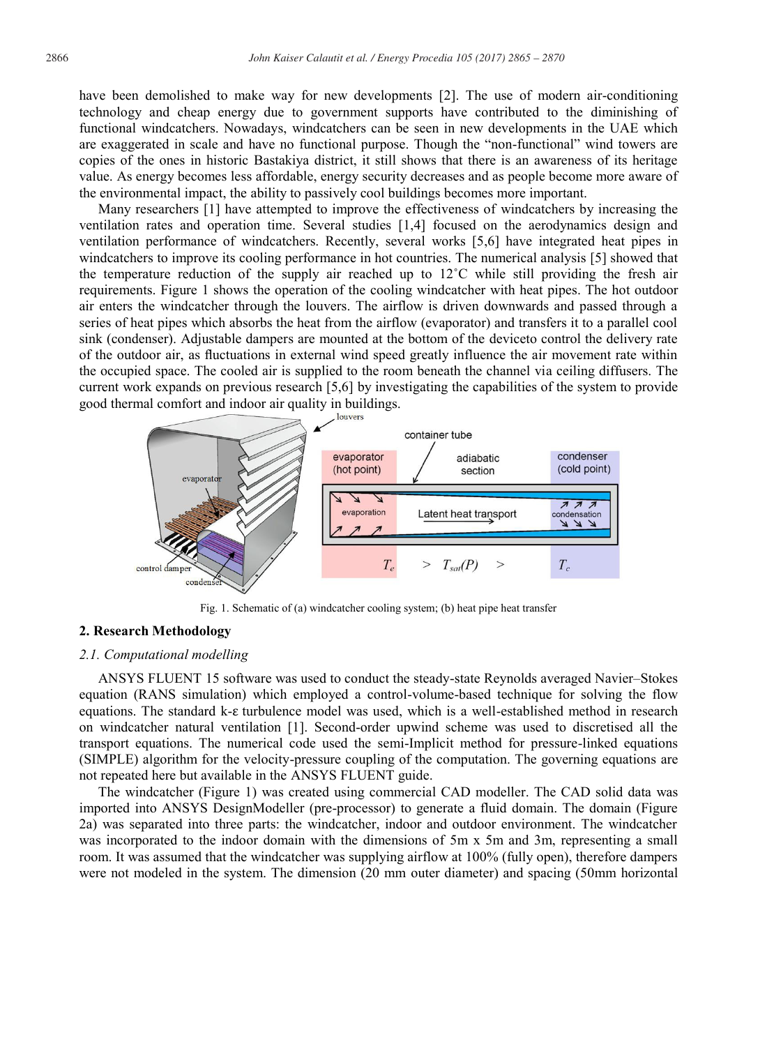have been demolished to make way for new developments [2]. The use of modern air-conditioning technology and cheap energy due to government supports have contributed to the diminishing of functional windcatchers. Nowadays, windcatchers can be seen in new developments in the UAE which are exaggerated in scale and have no functional purpose. Though the "non-functional" wind towers are copies of the ones in historic Bastakiya district, it still shows that there is an awareness of its heritage value. As energy becomes less affordable, energy security decreases and as people become more aware of the environmental impact, the ability to passively cool buildings becomes more important.

Many researchers [1] have attempted to improve the effectiveness of windcatchers by increasing the ventilation rates and operation time. Several studies [1,4] focused on the aerodynamics design and ventilation performance of windcatchers. Recently, several works [5,6] have integrated heat pipes in windcatchers to improve its cooling performance in hot countries. The numerical analysis [5] showed that the temperature reduction of the supply air reached up to 12˚C while still providing the fresh air requirements. Figure 1 shows the operation of the cooling windcatcher with heat pipes. The hot outdoor air enters the windcatcher through the louvers. The airflow is driven downwards and passed through a series of heat pipes which absorbs the heat from the airflow (evaporator) and transfers it to a parallel cool sink (condenser). Adjustable dampers are mounted at the bottom of the deviceto control the delivery rate of the outdoor air, as fluctuations in external wind speed greatly influence the air movement rate within the occupied space. The cooled air is supplied to the room beneath the channel via ceiling diffusers. The current work expands on previous research [5,6] by investigating the capabilities of the system to provide good thermal comfort and indoor air quality in buildings.

Fig. 1. Schematic of (a) windcatcher cooling system; (b) heat pipe heat transfer

## 2. Research Methodology

### *2.1. Computational modelling*

ANSYS FLUENT 15 software was used to conduct the steady-state Reynolds averaged Navier–Stokes equation (RANS simulation) which employed a control-volume-based technique for solving the flow equations. The standard k-ε turbulence model was used, which is a well-established method in research on windcatcher natural ventilation [1]. Second-order upwind scheme was used to discretised all the transport equations. The numerical code used the semi-Implicit method for pressure-linked equations (SIMPLE) algorithm for the velocity-pressure coupling of the computation. The governing equations are not repeated here but available in the ANSYS FLUENT guide.

The windcatcher (Figure 1) was created using commercial CAD modeller. The CAD solid data was imported into ANSYS DesignModeller (pre-processor) to generate a fluid domain. The domain (Figure 2a) was separated into three parts: the windcatcher, indoor and outdoor environment. The windcatcher was incorporated to the indoor domain with the dimensions of 5m x 5m and 3m, representing a small room. It was assumed that the windcatcher was supplying airflow at 100% (fully open), therefore dampers were not modeled in the system. The dimension (20 mm outer diameter) and spacing (50mm horizontal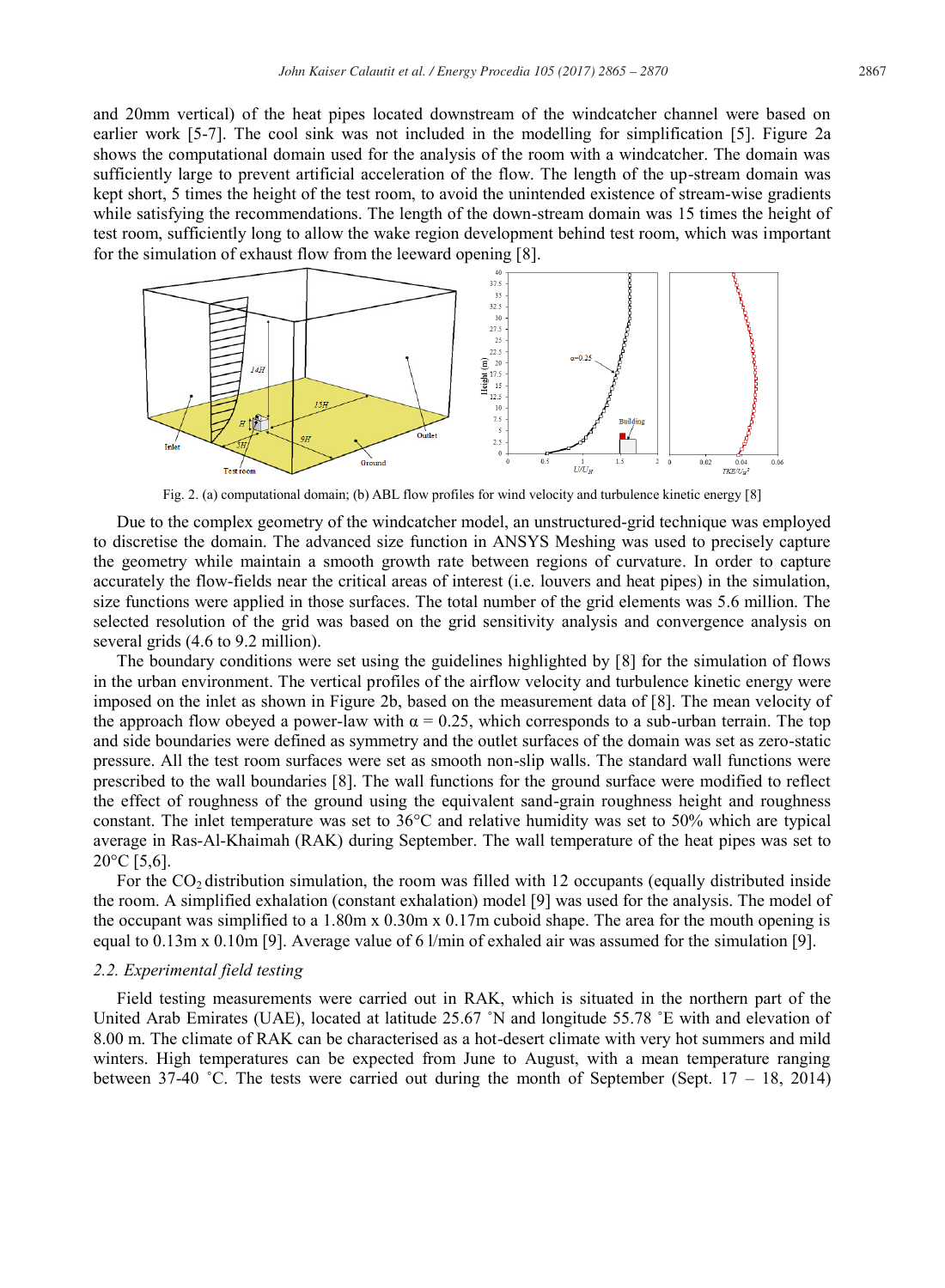and 20mm vertical) of the heat pipes located downstream of the windcatcher channel were based on earlier work [5-7]. The cool sink was not included in the modelling for simplification [5]. Figure 2a shows the computational domain used for the analysis of the room with a windcatcher. The domain was sufficiently large to prevent artificial acceleration of the flow. The length of the up-stream domain was kept short, 5 times the height of the test room, to avoid the unintended existence of stream-wise gradients while satisfying the recommendations. The length of the down-stream domain was 15 times the height of test room, sufficiently long to allow the wake region development behind test room, which was important for the simulation of exhaust flow from the leeward opening [8].

Fig. 2. (a) computational domain; (b) ABL flow profiles for wind velocity and turbulence kinetic energy [8]

Due to the complex geometry of the windcatcher model, an unstructured-grid technique was employed to discretise the domain. The advanced size function in ANSYS Meshing was used to precisely capture the geometry while maintain a smooth growth rate between regions of curvature. In order to capture accurately the flow-fields near the critical areas of interest (i.e. louvers and heat pipes) in the simulation, size functions were applied in those surfaces. The total number of the grid elements was 5.6 million. The selected resolution of the grid was based on the grid sensitivity analysis and convergence analysis on several grids (4.6 to 9.2 million).

The boundary conditions were set using the guidelines highlighted by [8] for the simulation of flows in the urban environment. The vertical profiles of the airflow velocity and turbulence kinetic energy were imposed on the inlet as shown in Figure 2b, based on the measurement data of [8]. The mean velocity of the approach flow obeyed a power-law with $\alpha = 0.25$, which corresponds to a sub-urban terrain. The top and side boundaries were defined as symmetry and the outlet surfaces of the domain was set as zero-static pressure. All the test room surfaces were set as smooth non-slip walls. The standard wall functions were prescribed to the wall boundaries [8]. The wall functions for the ground surface were modified to reflect the effect of roughness of the ground using the equivalent sand-grain roughness height and roughness constant. The inlet temperature was set to 36°C and relative humidity was set to 50% which are typical average in Ras-Al-Khaimah (RAK) during September. The wall temperature of the heat pipes was set to 20°C [5,6].

For the $CO_2$ distribution simulation, the room was filled with 12 occupants (equally distributed inside the room. A simplified exhalation (constant exhalation) model [9] was used for the analysis. The model of the occupant was simplified to a 1.80m x 0.30m x 0.17m cuboid shape. The area for the mouth opening is equal to 0.13m x 0.10m [9]. Average value of 6 l/min of exhaled air was assumed for the simulation [9].

### *2.2. Experimental field testing*

Field testing measurements were carried out in RAK, which is situated in the northern part of the United Arab Emirates (UAE), located at latitude 25.67 ˚N and longitude 55.78 ˚E with and elevation of 8.00 m. The climate of RAK can be characterised as a hot-desert climate with very hot summers and mild winters. High temperatures can be expected from June to August, with a mean temperature ranging between 37-40 ˚C. The tests were carried out during the month of September (Sept. 17 – 18, 2014)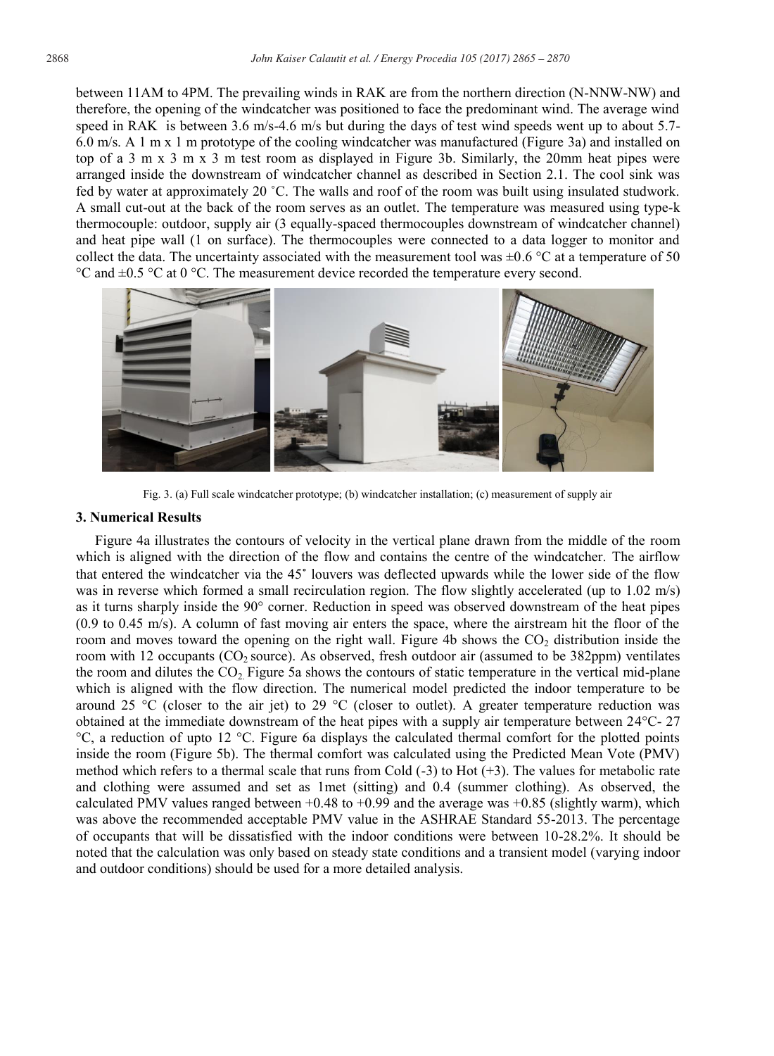between 11AM to 4PM. The prevailing winds in RAK are from the northern direction (N-NNW-NW) and therefore, the opening of the windcatcher was positioned to face the predominant wind. The average wind speed in RAK is between 3.6 m/s-4.6 m/s but during the days of test wind speeds went up to about 5.7-6.0 m/s. A 1 m x 1 m prototype of the cooling windcatcher was manufactured (Figure 3a) and installed on top of a 3 m x 3 m x 3 m test room as displayed in Figure 3b. Similarly, the 20mm heat pipes were arranged inside the downstream of windcatcher channel as described in Section 2.1. The cool sink was fed by water at approximately 20 ˚C. The walls and roof of the room was built using insulated studwork. A small cut-out at the back of the room serves as an outlet. The temperature was measured using type-k thermocouple: outdoor, supply air (3 equally-spaced thermocouples downstream of windcatcher channel) and heat pipe wall (1 on surface). The thermocouples were connected to a data logger to monitor and collect the data. The uncertainty associated with the measurement tool was ±0.6 °C at a temperature of 50 °C and ±0.5 °C at 0 °C. The measurement device recorded the temperature every second.

Fig. 3. (a) Full scale windcatcher prototype; (b) windcatcher installation; (c) measurement of supply air

## 3. Numerical Results

Figure 4a illustrates the contours of velocity in the vertical plane drawn from the middle of the room which is aligned with the direction of the flow and contains the centre of the windcatcher. The airflow that entered the windcatcher via the 45˚ louvers was deflected upwards while the lower side of the flow was in reverse which formed a small recirculation region. The flow slightly accelerated (up to 1.02 m/s) as it turns sharply inside the 90° corner. Reduction in speed was observed downstream of the heat pipes (0.9 to 0.45 m/s). A column of fast moving air enters the space, where the airstream hit the floor of the room and moves toward the opening on the right wall. Figure 4b shows the $CO_2$ distribution inside the room with 12 occupants ($CO_2$ source). As observed, fresh outdoor air (assumed to be 382ppm) ventilates the room and dilutes the $CO_2$. Figure 5a shows the contours of static temperature in the vertical mid-plane which is aligned with the flow direction. The numerical model predicted the indoor temperature to be around 25 °C (closer to the air jet) to 29 °C (closer to outlet). A greater temperature reduction was obtained at the immediate downstream of the heat pipes with a supply air temperature between 24°C- 27 °C, a reduction of upto 12 °C. Figure 6a displays the calculated thermal comfort for the plotted points inside the room (Figure 5b). The thermal comfort was calculated using the Predicted Mean Vote (PMV) method which refers to a thermal scale that runs from Cold (-3) to Hot (+3). The values for metabolic rate and clothing were assumed and set as 1met (sitting) and 0.4 (summer clothing). As observed, the calculated PMV values ranged between +0.48 to +0.99 and the average was +0.85 (slightly warm), which was above the recommended acceptable PMV value in the ASHRAE Standard 55-2013. The percentage of occupants that will be dissatisfied with the indoor conditions were between 10-28.2%. It should be noted that the calculation was only based on steady state conditions and a transient model (varying indoor and outdoor conditions) should be used for a more detailed analysis.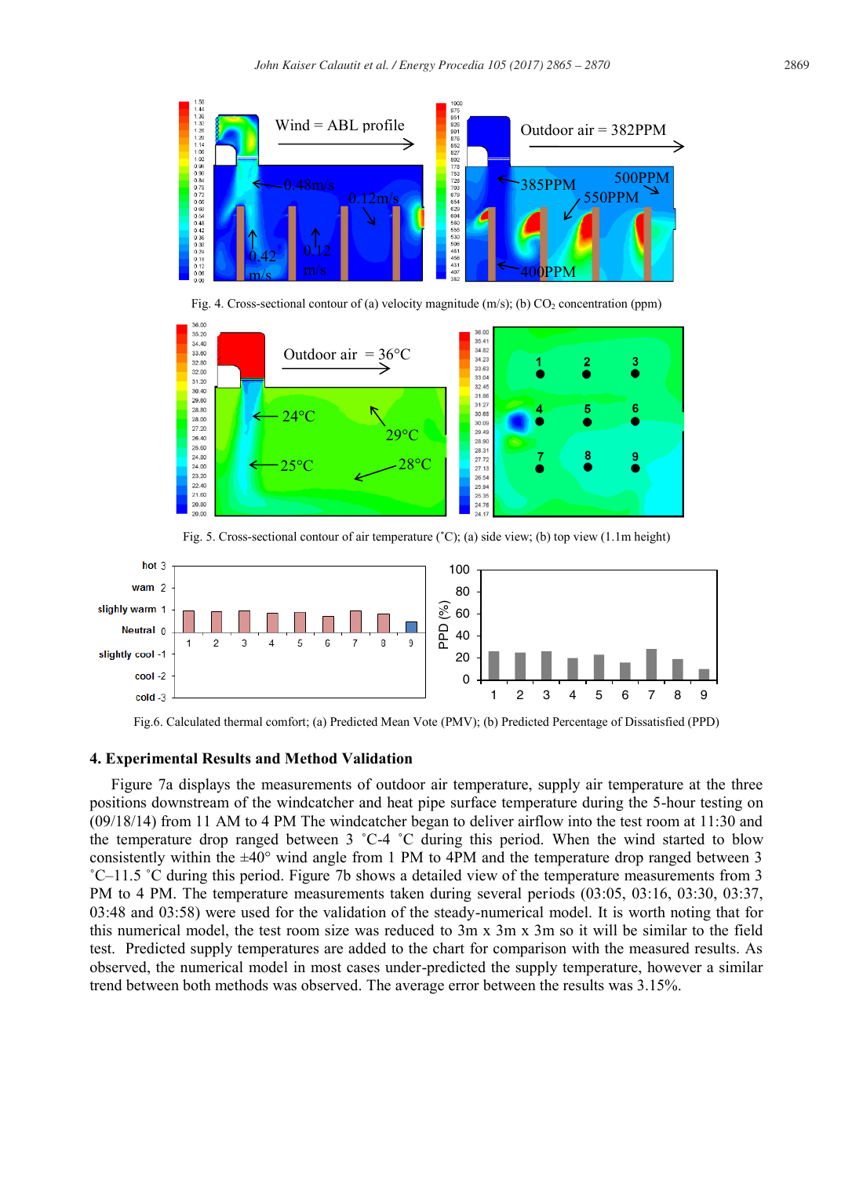Fig. 4. Cross-sectional contour of (a) velocity magnitude (m/s); (b) $CO_2$ concentration (ppm)

Fig. 5. Cross-sectional contour of air temperature (˚C); (a) side view; (b) top view (1.1m height)

Fig.6. Calculated thermal comfort; (a) Predicted Mean Vote (PMV); (b) Predicted Percentage of Dissatisfied (PPD)

## 4. Experimental Results and Method Validation

Figure 7a displays the measurements of outdoor air temperature, supply air temperature at the three positions downstream of the windcatcher and heat pipe surface temperature during the 5-hour testing on (09/18/14) from 11 AM to 4 PM The windcatcher began to deliver airflow into the test room at 11:30 and the temperature drop ranged between 3 ˚C-4 ˚C during this period. When the wind started to blow consistently within the ±40° wind angle from 1 PM to 4PM and the temperature drop ranged between 3 ˚C–11.5 ˚C during this period. Figure 7b shows a detailed view of the temperature measurements from 3 PM to 4 PM. The temperature measurements taken during several periods (03:05, 03:16, 03:30, 03:37, 03:48 and 03:58) were used for the validation of the steady-numerical model. It is worth noting that for this numerical model, the test room size was reduced to 3m x 3m x 3m so it will be similar to the field test. Predicted supply temperatures are added to the chart for comparison with the measured results. As observed, the numerical model in most cases under-predicted the supply temperature, however a similar trend between both methods was observed. The average error between the results was 3.15%.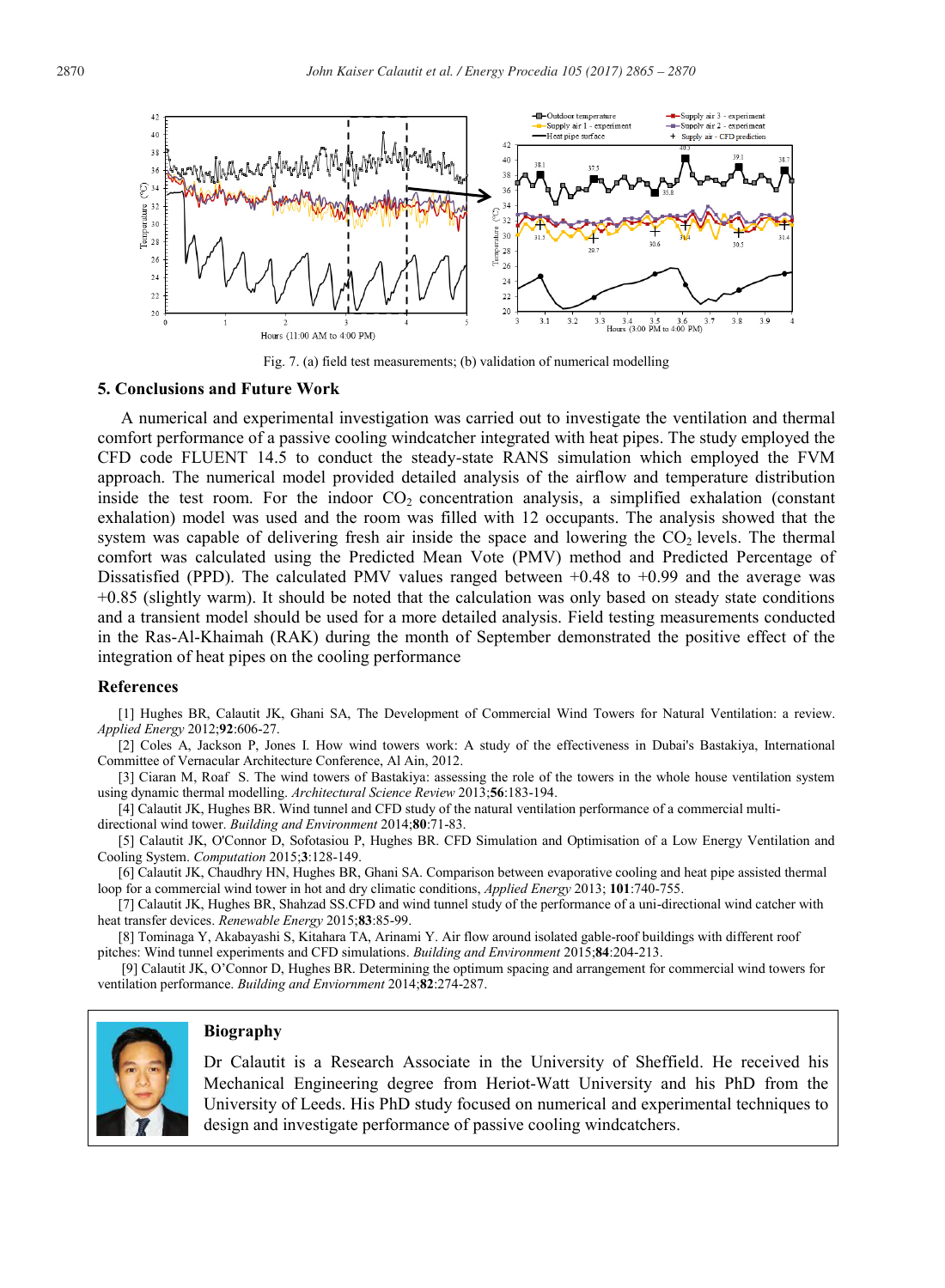Outdoor temperature
Supply air 1 - experiment
Heat pipe surface
Supply air 3 - experiment
Supply air 2 - experiment
Supply air - CFD prediction

Temperature (°C)
Hours (11:00 AM to 4:00 PM)

Temperature (°C)
Hours (3:00 PM to 4:00 PM)

38.1
37.5
35.8
40.3
39.1
38.7
31.5
29.7
30.6
31.4
30.5
31.4

Fig. 7. (a) field test measurements; (b) validation of numerical modelling

## 5. Conclusions and Future Work

A numerical and experimental investigation was carried out to investigate the ventilation and thermal comfort performance of a passive cooling windcatcher integrated with heat pipes. The study employed the CFD code FLUENT 14.5 to conduct the steady-state RANS simulation which employed the FVM approach. The numerical model provided detailed analysis of the airflow and temperature distribution inside the test room. For the indoor $CO_2$ concentration analysis, a simplified exhalation (constant exhalation) model was used and the room was filled with 12 occupants. The analysis showed that the system was capable of delivering fresh air inside the space and lowering the $CO_2$ levels. The thermal comfort was calculated using the Predicted Mean Vote (PMV) method and Predicted Percentage of Dissatisfied (PPD). The calculated PMV values ranged between +0.48 to +0.99 and the average was +0.85 (slightly warm). It should be noted that the calculation was only based on steady state conditions and a transient model should be used for a more detailed analysis. Field testing measurements conducted in the Ras-Al-Khaimah (RAK) during the month of September demonstrated the positive effect of the integration of heat pipes on the cooling performance

## References

[1] Hughes BR, Calautit JK, Ghani SA, The Development of Commercial Wind Towers for Natural Ventilation: a review. *Applied Energy* 2012;**92**:606-27.

[2] Coles A, Jackson P, Jones I. How wind towers work: A study of the effectiveness in Dubai's Bastakiya, International Committee of Vernacular Architecture Conference, Al Ain, 2012.

[3] Ciaran M, Roaf S. The wind towers of Bastakiya: assessing the role of the towers in the whole house ventilation system using dynamic thermal modelling. *Architectural Science Review* 2013;**56**:183-194.

[4] Calautit JK, Hughes BR. Wind tunnel and CFD study of the natural ventilation performance of a commercial multi-directional wind tower. *Building and Environment* 2014;**80**:71-83.

[5] Calautit JK, O'Connor D, Sofotasiou P, Hughes BR. CFD Simulation and Optimisation of a Low Energy Ventilation and Cooling System. *Computation* 2015;**3**:128-149.

[6] Calautit JK, Chaudhry HN, Hughes BR, Ghani SA. Comparison between evaporative cooling and heat pipe assisted thermal loop for a commercial wind tower in hot and dry climatic conditions, *Applied Energy* 2013; **101**:740-755.

[7] Calautit JK, Hughes BR, Shahzad SS.CFD and wind tunnel study of the performance of a uni-directional wind catcher with heat transfer devices. *Renewable Energy* 2015;**83**:85-99.

[8] Tominaga Y, Akabayashi S, Kitahara TA, Arinami Y. Air flow around isolated gable-roof buildings with different roof pitches: Wind tunnel experiments and CFD simulations. *Building and Environment* 2015;**84**:204-213.

[9] Calautit JK, O'Connor D, Hughes BR. Determining the optimum spacing and arrangement for commercial wind towers for ventilation performance. *Building and Enviornment* 2014;**82**:274-287.

**Biography**

Dr Calautit is a Research Associate in the University of Sheffield. He received his Mechanical Engineering degree from Heriot-Watt University and his PhD from the University of Leeds. His PhD study focused on numerical and experimental techniques to design and investigate performance of passive cooling windcatchers.